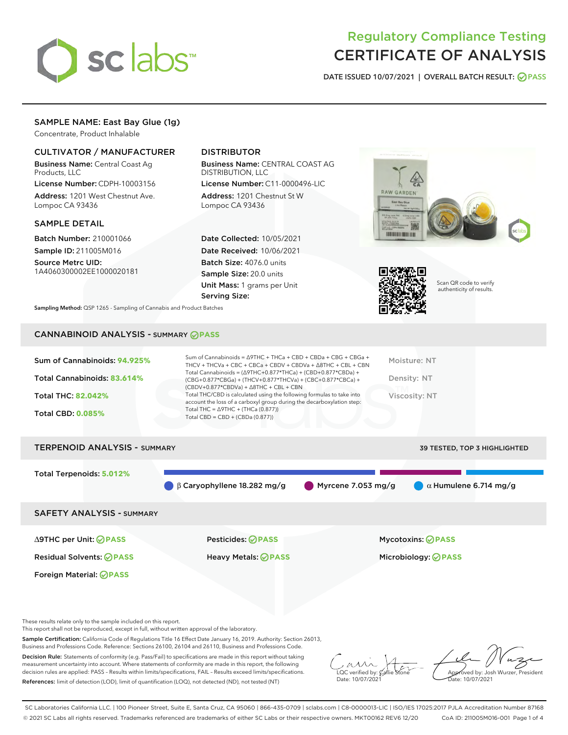# Regulatory Compliance Testing
# CERTIFICATE OF ANALYSIS

DATE ISSUED 10/07/2021 | OVERALL BATCH RESULT: PASS

## SAMPLE NAME: East Bay Glue (1g)

Concentrate, Product Inhalable

### CULTIVATOR / MANUFACTURER

**Business Name:** Central Coast Ag Products, LLC

**License Number:** CDPH-10003156

**Address:** 1201 West Chestnut Ave. Lompoc CA 93436

### DISTRIBUTOR

**Business Name:** CENTRAL COAST AG DISTRIBUTION, LLC

**License Number:** C11-0000496-LIC

**Address:** 1201 Chestnut St W Lompoc CA 93436

### SAMPLE DETAIL

**Batch Number:** 210001066

**Sample ID:** 211005M016

**Source Metrc UID:** 1A4060300002EE1000020181

**Date Collected:** 10/05/2021

**Date Received:** 10/06/2021

**Batch Size:** 4076.0 units

**Sample Size:** 20.0 units

**Unit Mass:** 1 grams per Unit

**Serving Size:**

Scan QR code to verify authenticity of results.

**Sampling Method:** QSP 1265 - Sampling of Cannabis and Product Batches

## CANNABINOID ANALYSIS - SUMMARY PASS

**Sum of Cannabinoids:** 94.925%

**Total Cannabinoids:** 83.614%

**Total THC:** 82.042%

**Total CBD:** 0.085%

Sum of Cannabinoids = Δ9THC + THCa + CBD + CBDa + CBG + CBGa + THCV + THCVa + CBC + CBCa + CBDV + CBDVa + Δ8THC + CBL + CBN

Total Cannabinoids = (Δ9THC+0.877*THCa) + (CBD+0.877*CBDa) + (CBG+0.877*CBGa) + (THCV+0.877*THCVa) + (CBC+0.877*CBCa) + (CBDV+0.877*CBDVa) + Δ8THC + CBL + CBN

Total THC/CBD is calculated using the following formulas to take into account the loss of a carboxyl group during the decarboxylation step:

Total THC = Δ9THC + (THCa (0.877))

Total CBD = CBD + (CBDa (0.877))

Moisture: NT

Density: NT

Viscosity: NT

## TERPENOID ANALYSIS - SUMMARY

39 TESTED, TOP 3 HIGHLIGHTED

**Total Terpenoids:** 5.012%

β Caryophyllene 18.282 mg/g | Myrcene 7.053 mg/g | α Humulene 6.714 mg/g

## SAFETY ANALYSIS - SUMMARY

| | | |
|---|---|---|
| Δ9THC per Unit: PASS | Pesticides: PASS | Mycotoxins: PASS |
| Residual Solvents: PASS | Heavy Metals: PASS | Microbiology: PASS |
| Foreign Material: PASS | | |

These results relate only to the sample included on this report.
This report shall not be reproduced, except in full, without written approval of the laboratory.

**Sample Certification:** California Code of Regulations Title 16 Effect Date January 16, 2019. Authority: Section 26013, Business and Professions Code. Reference: Sections 26100, 26104 and 26110, Business and Professions Code.

**Decision Rule:** Statements of conformity (e.g. Pass/Fail) to specifications are made in this report without taking measurement uncertainty into account. Where statements of conformity are made in this report, the following decision rules are applied: PASS – Results within limits/specifications, FAIL – Results exceed limits/specifications.

**References:** limit of detection (LOD), limit of quantification (LOQ), not detected (ND), not tested (NT)

LQC verified by: Callie Stone
Date: 10/07/2021

Approved by: Josh Wurzer, President
Date: 10/07/2021

SC Laboratories California LLC. | 100 Pioneer Street, Suite E, Santa Cruz, CA 95060 | 866-435-0709 | sclabs.com | C8-0000013-LIC | ISO/IES 17025:2017 PJLA Accreditation Number 87168
© 2021 SC Labs all rights reserved. Trademarks referenced are trademarks of either SC Labs or their respective owners. MKT00162 REV6 12/20 CoA ID: 211005M016-001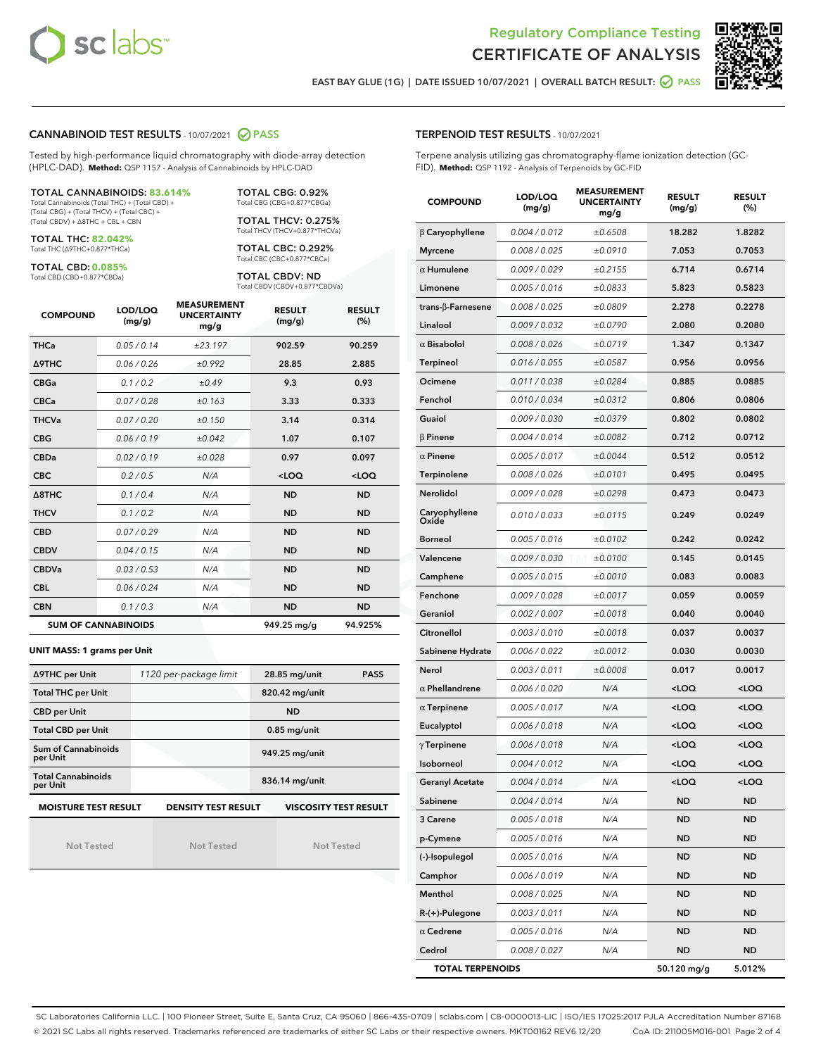Regulatory Compliance Testing
# CERTIFICATE OF ANALYSIS

EAST BAY GLUE (1G) | DATE ISSUED 10/07/2021 | OVERALL BATCH RESULT: PASS

## CANNABINOID TEST RESULTS - 10/07/2021 PASS

Tested by high-performance liquid chromatography with diode-array detection (HPLC-DAD). **Method:** QSP 1157 - Analysis of Cannabinoids by HPLC-DAD

**TOTAL CANNABINOIDS: 83.614%**
Total Cannabinoids (Total THC) + (Total CBD) + (Total CBG) + (Total THCV) + (Total CBC) + (Total CBDV) + ∆8THC + CBL + CBN

**TOTAL THC: 82.042%**
Total THC (∆9THC+0.877*THCa)

**TOTAL CBD: 0.085%**
Total CBD (CBD+0.877*CBDa)

**TOTAL CBG: 0.92%**
Total CBG (CBG+0.877*CBGa)

**TOTAL THCV: 0.275%**
Total THCV (THCV+0.877*THCVa)

**TOTAL CBC: 0.292%**
Total CBC (CBC+0.877*CBCa)

**TOTAL CBDV: ND**
Total CBDV (CBDV+0.877*CBDVa)

| COMPOUND | LOD/LOQ (mg/g) | MEASUREMENT UNCERTAINTY mg/g | RESULT (mg/g) | RESULT (%) |
|---|---|---|---|---|
| THCa | 0.05 / 0.14 | ±23.197 | 902.59 | 90.259 |
| ∆9THC | 0.06 / 0.26 | ±0.992 | 28.85 | 2.885 |
| CBGa | 0.1 / 0.2 | ±0.49 | 9.3 | 0.93 |
| CBCa | 0.07 / 0.28 | ±0.163 | 3.33 | 0.333 |
| THCVa | 0.07 / 0.20 | ±0.150 | 3.14 | 0.314 |
| CBG | 0.06 / 0.19 | ±0.042 | 1.07 | 0.107 |
| CBDa | 0.02 / 0.19 | ±0.028 | 0.97 | 0.097 |
| CBC | 0.2 / 0.5 | N/A | <LOQ | <LOQ |
| ∆8THC | 0.1 / 0.4 | N/A | ND | ND |
| THCV | 0.1 / 0.2 | N/A | ND | ND |
| CBD | 0.07 / 0.29 | N/A | ND | ND |
| CBDV | 0.04 / 0.15 | N/A | ND | ND |
| CBDVa | 0.03 / 0.53 | N/A | ND | ND |
| CBL | 0.06 / 0.24 | N/A | ND | ND |
| CBN | 0.1 / 0.3 | N/A | ND | ND |
| **SUM OF CANNABINOIDS** | | | **949.25 mg/g** | **94.925%** |

**UNIT MASS: 1 grams per Unit**

| | | | |
|---|---|---|---|
| ∆9THC per Unit | 1120 per-package limit | 28.85 mg/unit | PASS |
| Total THC per Unit | | 820.42 mg/unit | |
| CBD per Unit | | ND | |
| Total CBD per Unit | | 0.85 mg/unit | |
| Sum of Cannabinoids per Unit | | 949.25 mg/unit | |
| Total Cannabinoids per Unit | | 836.14 mg/unit | |

| MOISTURE TEST RESULT | DENSITY TEST RESULT | VISCOSITY TEST RESULT |
|---|---|---|
| Not Tested | Not Tested | Not Tested |

## TERPENOID TEST RESULTS - 10/07/2021

Terpene analysis utilizing gas chromatography-flame ionization detection (GC-FID). **Method:** QSP 1192 - Analysis of Terpenoids by GC-FID

| COMPOUND | LOD/LOQ (mg/g) | MEASUREMENT UNCERTAINTY mg/g | RESULT (mg/g) | RESULT (%) |
|---|---|---|---|---|
| β Caryophyllene | 0.004 / 0.012 | ±0.6508 | 18.282 | 1.8282 |
| Myrcene | 0.008 / 0.025 | ±0.0910 | 7.053 | 0.7053 |
| α Humulene | 0.009 / 0.029 | ±0.2155 | 6.714 | 0.6714 |
| Limonene | 0.005 / 0.016 | ±0.0833 | 5.823 | 0.5823 |
| trans-β-Farnesene | 0.008 / 0.025 | ±0.0809 | 2.278 | 0.2278 |
| Linalool | 0.009 / 0.032 | ±0.0790 | 2.080 | 0.2080 |
| α Bisabolol | 0.008 / 0.026 | ±0.0719 | 1.347 | 0.1347 |
| Terpineol | 0.016 / 0.055 | ±0.0587 | 0.956 | 0.0956 |
| Ocimene | 0.011 / 0.038 | ±0.0284 | 0.885 | 0.0885 |
| Fenchol | 0.010 / 0.034 | ±0.0312 | 0.806 | 0.0806 |
| Guaiol | 0.009 / 0.030 | ±0.0379 | 0.802 | 0.0802 |
| β Pinene | 0.004 / 0.014 | ±0.0082 | 0.712 | 0.0712 |
| α Pinene | 0.005 / 0.017 | ±0.0044 | 0.512 | 0.0512 |
| Terpinolene | 0.008 / 0.026 | ±0.0101 | 0.495 | 0.0495 |
| Nerolidol | 0.009 / 0.028 | ±0.0298 | 0.473 | 0.0473 |
| Caryophyllene Oxide | 0.010 / 0.033 | ±0.0115 | 0.249 | 0.0249 |
| Borneol | 0.005 / 0.016 | ±0.0102 | 0.242 | 0.0242 |
| Valencene | 0.009 / 0.030 | ±0.0100 | 0.145 | 0.0145 |
| Camphene | 0.005 / 0.015 | ±0.0010 | 0.083 | 0.0083 |
| Fenchone | 0.009 / 0.028 | ±0.0017 | 0.059 | 0.0059 |
| Geraniol | 0.002 / 0.007 | ±0.0018 | 0.040 | 0.0040 |
| Citronellol | 0.003 / 0.010 | ±0.0018 | 0.037 | 0.0037 |
| Sabinene Hydrate | 0.006 / 0.022 | ±0.0012 | 0.030 | 0.0030 |
| Nerol | 0.003 / 0.011 | ±0.0008 | 0.017 | 0.0017 |
| α Phellandrene | 0.006 / 0.020 | N/A | <LOQ | <LOQ |
| α Terpinene | 0.005 / 0.017 | N/A | <LOQ | <LOQ |
| Eucalyptol | 0.006 / 0.018 | N/A | <LOQ | <LOQ |
| γ Terpinene | 0.006 / 0.018 | N/A | <LOQ | <LOQ |
| Isoborneol | 0.004 / 0.012 | N/A | <LOQ | <LOQ |
| Geranyl Acetate | 0.004 / 0.014 | N/A | <LOQ | <LOQ |
| Sabinene | 0.004 / 0.014 | N/A | ND | ND |
| 3 Carene | 0.005 / 0.018 | N/A | ND | ND |
| p-Cymene | 0.005 / 0.016 | N/A | ND | ND |
| (-)-Isopulegol | 0.005 / 0.016 | N/A | ND | ND |
| Camphor | 0.006 / 0.019 | N/A | ND | ND |
| Menthol | 0.008 / 0.025 | N/A | ND | ND |
| R-(+)-Pulegone | 0.003 / 0.011 | N/A | ND | ND |
| α Cedrene | 0.005 / 0.016 | N/A | ND | ND |
| Cedrol | 0.008 / 0.027 | N/A | ND | ND |
| **TOTAL TERPENOIDS** | | | **50.120 mg/g** | **5.012%** |

SC Laboratories California LLC. | 100 Pioneer Street, Suite E, Santa Cruz, CA 95060 | 866-435-0709 | sclabs.com | C8-0000013-LIC | ISO/IES 17025:2017 PJLA Accreditation Number 87168
© 2021 SC Labs all rights reserved. Trademarks referenced are trademarks of either SC Labs or their respective owners. MKT00162 REV6 12/20 CoA ID: 211005M016-001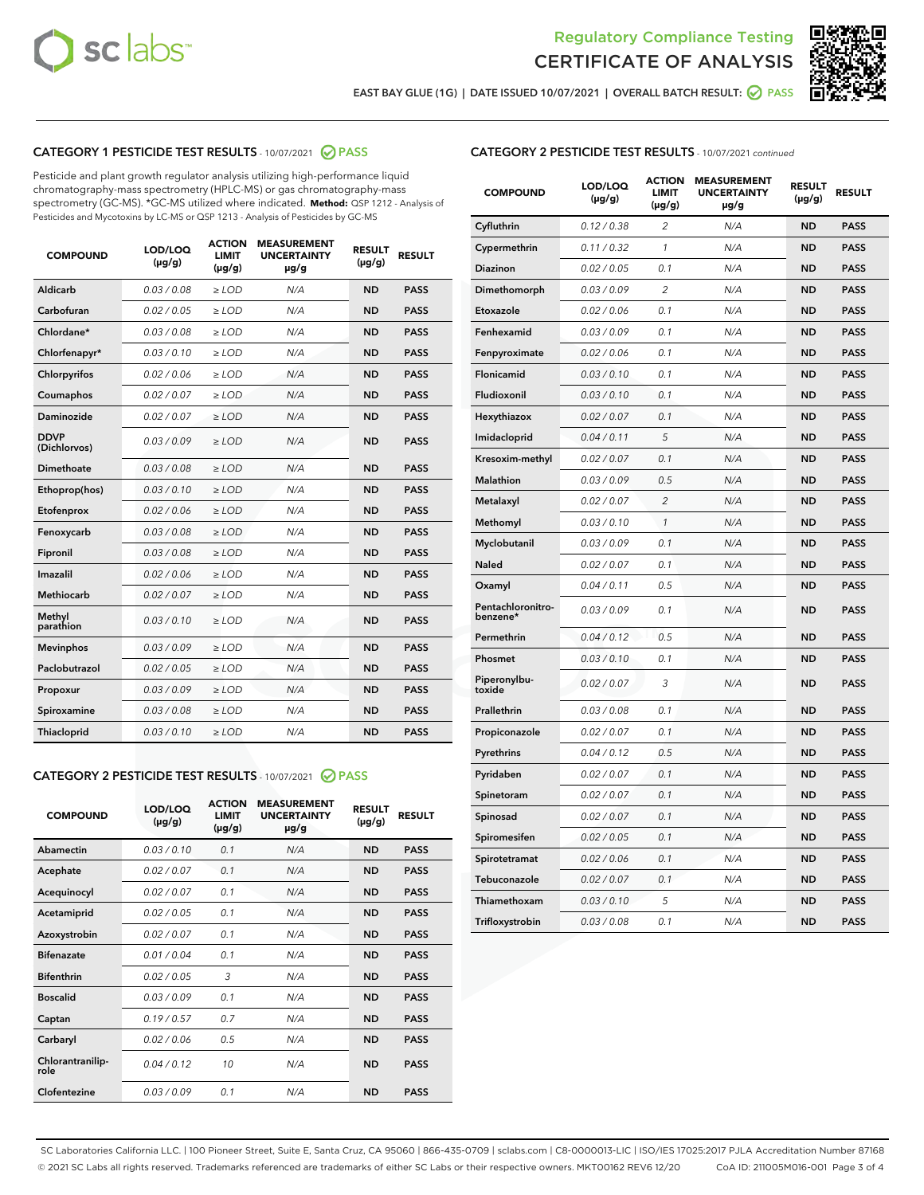Regulatory Compliance Testing

# CERTIFICATE OF ANALYSIS

EAST BAY GLUE (1G) | DATE ISSUED 10/07/2021 | OVERALL BATCH RESULT: PASS

## CATEGORY 1 PESTICIDE TEST RESULTS - 10/07/2021 PASS

Pesticide and plant growth regulator analysis utilizing high-performance liquid chromatography-mass spectrometry (HPLC-MS) or gas chromatography-mass spectrometry (GC-MS). *GC-MS utilized where indicated. **Method:** QSP 1212 - Analysis of Pesticides and Mycotoxins by LC-MS or QSP 1213 - Analysis of Pesticides by GC-MS

| COMPOUND | LOD/LOQ (µg/g) | ACTION LIMIT (µg/g) | MEASUREMENT UNCERTAINTY µg/g | RESULT (µg/g) | RESULT |
|---|---|---|---|---|---|
| Aldicarb | 0.03 / 0.08 | ≥ LOD | N/A | ND | PASS |
| Carbofuran | 0.02 / 0.05 | ≥ LOD | N/A | ND | PASS |
| Chlordane* | 0.03 / 0.08 | ≥ LOD | N/A | ND | PASS |
| Chlorfenapyr* | 0.03 / 0.10 | ≥ LOD | N/A | ND | PASS |
| Chlorpyrifos | 0.02 / 0.06 | ≥ LOD | N/A | ND | PASS |
| Coumaphos | 0.02 / 0.07 | ≥ LOD | N/A | ND | PASS |
| Daminozide | 0.02 / 0.07 | ≥ LOD | N/A | ND | PASS |
| DDVP (Dichlorvos) | 0.03 / 0.09 | ≥ LOD | N/A | ND | PASS |
| Dimethoate | 0.03 / 0.08 | ≥ LOD | N/A | ND | PASS |
| Ethoprop(hos) | 0.03 / 0.10 | ≥ LOD | N/A | ND | PASS |
| Etofenprox | 0.02 / 0.06 | ≥ LOD | N/A | ND | PASS |
| Fenoxycarb | 0.03 / 0.08 | ≥ LOD | N/A | ND | PASS |
| Fipronil | 0.03 / 0.08 | ≥ LOD | N/A | ND | PASS |
| Imazalil | 0.02 / 0.06 | ≥ LOD | N/A | ND | PASS |
| Methiocarb | 0.02 / 0.07 | ≥ LOD | N/A | ND | PASS |
| Methyl parathion | 0.03 / 0.10 | ≥ LOD | N/A | ND | PASS |
| Mevinphos | 0.03 / 0.09 | ≥ LOD | N/A | ND | PASS |
| Paclobutrazol | 0.02 / 0.05 | ≥ LOD | N/A | ND | PASS |
| Propoxur | 0.03 / 0.09 | ≥ LOD | N/A | ND | PASS |
| Spiroxamine | 0.03 / 0.08 | ≥ LOD | N/A | ND | PASS |
| Thiacloprid | 0.03 / 0.10 | ≥ LOD | N/A | ND | PASS |

## CATEGORY 2 PESTICIDE TEST RESULTS - 10/07/2021 PASS

| COMPOUND | LOD/LOQ (µg/g) | ACTION LIMIT (µg/g) | MEASUREMENT UNCERTAINTY µg/g | RESULT (µg/g) | RESULT |
|---|---|---|---|---|---|
| Abamectin | 0.03 / 0.10 | 0.1 | N/A | ND | PASS |
| Acephate | 0.02 / 0.07 | 0.1 | N/A | ND | PASS |
| Acequinocyl | 0.02 / 0.07 | 0.1 | N/A | ND | PASS |
| Acetamiprid | 0.02 / 0.05 | 0.1 | N/A | ND | PASS |
| Azoxystrobin | 0.02 / 0.07 | 0.1 | N/A | ND | PASS |
| Bifenazate | 0.01 / 0.04 | 0.1 | N/A | ND | PASS |
| Bifenthrin | 0.02 / 0.05 | 3 | N/A | ND | PASS |
| Boscalid | 0.03 / 0.09 | 0.1 | N/A | ND | PASS |
| Captan | 0.19 / 0.57 | 0.7 | N/A | ND | PASS |
| Carbaryl | 0.02 / 0.06 | 0.5 | N/A | ND | PASS |
| Chlorantraniliprole | 0.04 / 0.12 | 10 | N/A | ND | PASS |
| Clofentezine | 0.03 / 0.09 | 0.1 | N/A | ND | PASS |
| Cyfluthrin | 0.12 / 0.38 | 2 | N/A | ND | PASS |
| Cypermethrin | 0.11 / 0.32 | 1 | N/A | ND | PASS |
| Diazinon | 0.02 / 0.05 | 0.1 | N/A | ND | PASS |
| Dimethomorph | 0.03 / 0.09 | 2 | N/A | ND | PASS |
| Etoxazole | 0.02 / 0.06 | 0.1 | N/A | ND | PASS |
| Fenhexamid | 0.03 / 0.09 | 0.1 | N/A | ND | PASS |
| Fenpyroximate | 0.02 / 0.06 | 0.1 | N/A | ND | PASS |
| Flonicamid | 0.03 / 0.10 | 0.1 | N/A | ND | PASS |
| Fludioxonil | 0.03 / 0.10 | 0.1 | N/A | ND | PASS |
| Hexythiazox | 0.02 / 0.07 | 0.1 | N/A | ND | PASS |
| Imidacloprid | 0.04 / 0.11 | 5 | N/A | ND | PASS |
| Kresoxim-methyl | 0.02 / 0.07 | 0.1 | N/A | ND | PASS |
| Malathion | 0.03 / 0.09 | 0.5 | N/A | ND | PASS |
| Metalaxyl | 0.02 / 0.07 | 2 | N/A | ND | PASS |
| Methomyl | 0.03 / 0.10 | 1 | N/A | ND | PASS |
| Myclobutanil | 0.03 / 0.09 | 0.1 | N/A | ND | PASS |
| Naled | 0.02 / 0.07 | 0.1 | N/A | ND | PASS |
| Oxamyl | 0.04 / 0.11 | 0.5 | N/A | ND | PASS |
| Pentachloronitrobenzene* | 0.03 / 0.09 | 0.1 | N/A | ND | PASS |
| Permethrin | 0.04 / 0.12 | 0.5 | N/A | ND | PASS |
| Phosmet | 0.03 / 0.10 | 0.1 | N/A | ND | PASS |
| Piperonylbutoxide | 0.02 / 0.07 | 3 | N/A | ND | PASS |
| Prallethrin | 0.03 / 0.08 | 0.1 | N/A | ND | PASS |
| Propiconazole | 0.02 / 0.07 | 0.1 | N/A | ND | PASS |
| Pyrethrins | 0.04 / 0.12 | 0.5 | N/A | ND | PASS |
| Pyridaben | 0.02 / 0.07 | 0.1 | N/A | ND | PASS |
| Spinetoram | 0.02 / 0.07 | 0.1 | N/A | ND | PASS |
| Spinosad | 0.02 / 0.07 | 0.1 | N/A | ND | PASS |
| Spiromesifen | 0.02 / 0.05 | 0.1 | N/A | ND | PASS |
| Spirotetramat | 0.02 / 0.06 | 0.1 | N/A | ND | PASS |
| Tebuconazole | 0.02 / 0.07 | 0.1 | N/A | ND | PASS |
| Thiamethoxam | 0.03 / 0.10 | 5 | N/A | ND | PASS |
| Trifloxystrobin | 0.03 / 0.08 | 0.1 | N/A | ND | PASS |

SC Laboratories California LLC. | 100 Pioneer Street, Suite E, Santa Cruz, CA 95060 | 866-435-0709 | sclabs.com | C8-0000013-LIC | ISO/IES 17025:2017 PJLA Accreditation Number 87168
© 2021 SC Labs all rights reserved. Trademarks referenced are trademarks of either SC Labs or their respective owners. MKT00162 REV6 12/20 CoA ID: 211005M016-001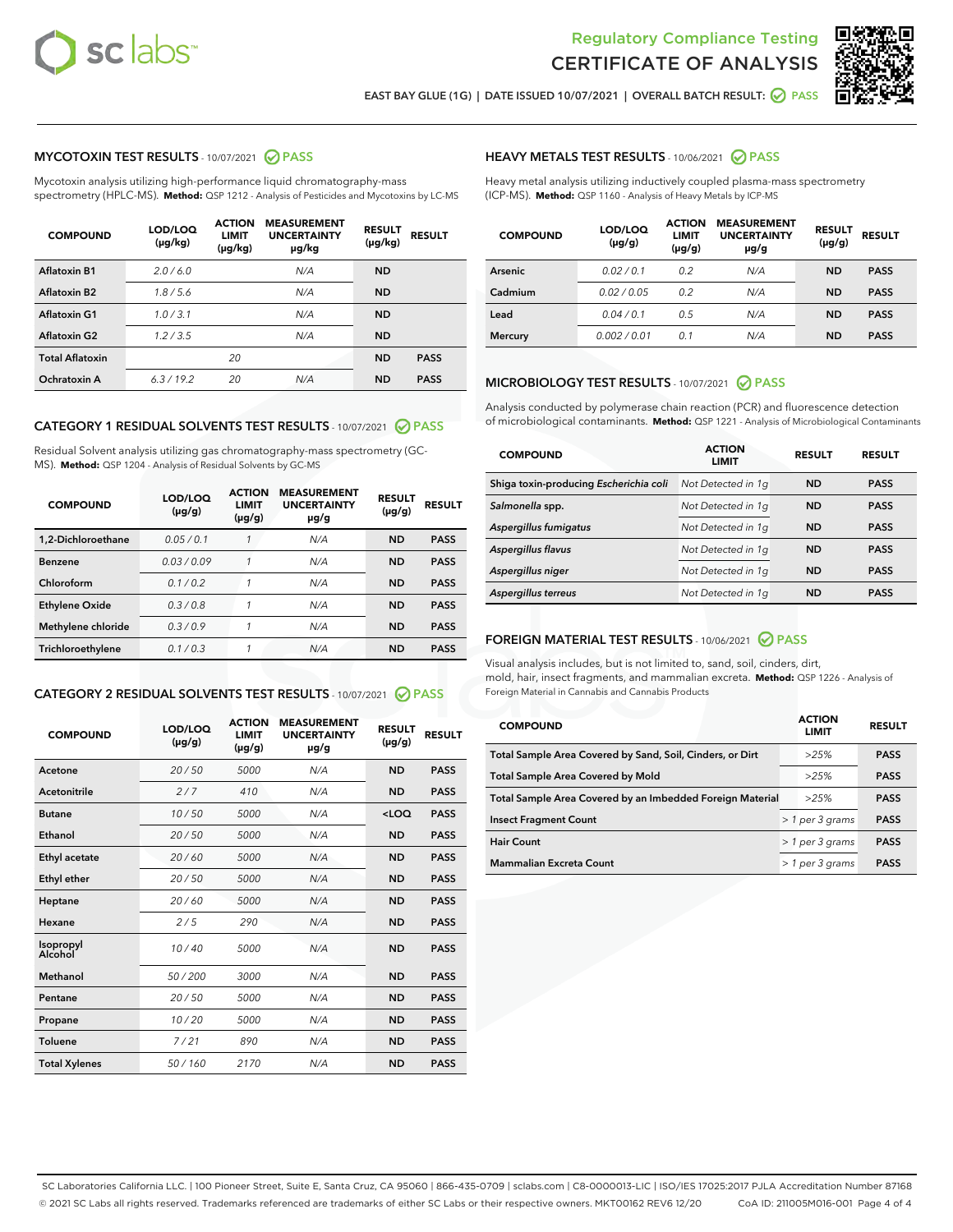# Regulatory Compliance Testing
# CERTIFICATE OF ANALYSIS

EAST BAY GLUE (1G) | DATE ISSUED 10/07/2021 | OVERALL BATCH RESULT: PASS

## MYCOTOXIN TEST RESULTS - 10/07/2021 PASS

Mycotoxin analysis utilizing high-performance liquid chromatography-mass spectrometry (HPLC-MS). **Method:** QSP 1212 - Analysis of Pesticides and Mycotoxins by LC-MS

| COMPOUND | LOD/LOQ (µg/kg) | ACTION LIMIT (µg/kg) | MEASUREMENT UNCERTAINTY µg/kg | RESULT (µg/kg) | RESULT |
|---|---|---|---|---|---|
| Aflatoxin B1 | 2.0 / 6.0 | | N/A | ND | |
| Aflatoxin B2 | 1.8 / 5.6 | | N/A | ND | |
| Aflatoxin G1 | 1.0 / 3.1 | | N/A | ND | |
| Aflatoxin G2 | 1.2 / 3.5 | | N/A | ND | |
| Total Aflatoxin | | 20 | | ND | PASS |
| Ochratoxin A | 6.3 / 19.2 | 20 | N/A | ND | PASS |

## CATEGORY 1 RESIDUAL SOLVENTS TEST RESULTS - 10/07/2021 PASS

Residual Solvent analysis utilizing gas chromatography-mass spectrometry (GC-MS). **Method:** QSP 1204 - Analysis of Residual Solvents by GC-MS

| COMPOUND | LOD/LOQ (µg/g) | ACTION LIMIT (µg/g) | MEASUREMENT UNCERTAINTY µg/g | RESULT (µg/g) | RESULT |
|---|---|---|---|---|---|
| 1,2-Dichloroethane | 0.05 / 0.1 | 1 | N/A | ND | PASS |
| Benzene | 0.03 / 0.09 | 1 | N/A | ND | PASS |
| Chloroform | 0.1 / 0.2 | 1 | N/A | ND | PASS |
| Ethylene Oxide | 0.3 / 0.8 | 1 | N/A | ND | PASS |
| Methylene chloride | 0.3 / 0.9 | 1 | N/A | ND | PASS |
| Trichloroethylene | 0.1 / 0.3 | 1 | N/A | ND | PASS |

## CATEGORY 2 RESIDUAL SOLVENTS TEST RESULTS - 10/07/2021 PASS

| COMPOUND | LOD/LOQ (µg/g) | ACTION LIMIT (µg/g) | MEASUREMENT UNCERTAINTY µg/g | RESULT (µg/g) | RESULT |
|---|---|---|---|---|---|
| Acetone | 20 / 50 | 5000 | N/A | ND | PASS |
| Acetonitrile | 2 / 7 | 410 | N/A | ND | PASS |
| Butane | 10 / 50 | 5000 | N/A | <LOQ | PASS |
| Ethanol | 20 / 50 | 5000 | N/A | ND | PASS |
| Ethyl acetate | 20 / 60 | 5000 | N/A | ND | PASS |
| Ethyl ether | 20 / 50 | 5000 | N/A | ND | PASS |
| Heptane | 20 / 60 | 5000 | N/A | ND | PASS |
| Hexane | 2 / 5 | 290 | N/A | ND | PASS |
| Isopropyl Alcohol | 10 / 40 | 5000 | N/A | ND | PASS |
| Methanol | 50 / 200 | 3000 | N/A | ND | PASS |
| Pentane | 20 / 50 | 5000 | N/A | ND | PASS |
| Propane | 10 / 20 | 5000 | N/A | ND | PASS |
| Toluene | 7 / 21 | 890 | N/A | ND | PASS |
| Total Xylenes | 50 / 160 | 2170 | N/A | ND | PASS |

## HEAVY METALS TEST RESULTS - 10/06/2021 PASS

Heavy metal analysis utilizing inductively coupled plasma-mass spectrometry (ICP-MS). **Method:** QSP 1160 - Analysis of Heavy Metals by ICP-MS

| COMPOUND | LOD/LOQ (µg/g) | ACTION LIMIT (µg/g) | MEASUREMENT UNCERTAINTY µg/g | RESULT (µg/g) | RESULT |
|---|---|---|---|---|---|
| Arsenic | 0.02 / 0.1 | 0.2 | N/A | ND | PASS |
| Cadmium | 0.02 / 0.05 | 0.2 | N/A | ND | PASS |
| Lead | 0.04 / 0.1 | 0.5 | N/A | ND | PASS |
| Mercury | 0.002 / 0.01 | 0.1 | N/A | ND | PASS |

## MICROBIOLOGY TEST RESULTS - 10/07/2021 PASS

Analysis conducted by polymerase chain reaction (PCR) and fluorescence detection of microbiological contaminants. **Method:** QSP 1221 - Analysis of Microbiological Contaminants

| COMPOUND | ACTION LIMIT | RESULT | RESULT |
|---|---|---|---|
| Shiga toxin-producing *Escherichia coli* | Not Detected in 1g | ND | PASS |
| *Salmonella* spp. | Not Detected in 1g | ND | PASS |
| *Aspergillus fumigatus* | Not Detected in 1g | ND | PASS |
| *Aspergillus flavus* | Not Detected in 1g | ND | PASS |
| *Aspergillus niger* | Not Detected in 1g | ND | PASS |
| *Aspergillus terreus* | Not Detected in 1g | ND | PASS |

## FOREIGN MATERIAL TEST RESULTS - 10/06/2021 PASS

Visual analysis includes, but is not limited to, sand, soil, cinders, dirt, mold, hair, insect fragments, and mammalian excreta. **Method:** QSP 1226 - Analysis of Foreign Material in Cannabis and Cannabis Products

| COMPOUND | ACTION LIMIT | RESULT |
|---|---|---|
| Total Sample Area Covered by Sand, Soil, Cinders, or Dirt | >25% | PASS |
| Total Sample Area Covered by Mold | >25% | PASS |
| Total Sample Area Covered by an Imbedded Foreign Material | >25% | PASS |
| Insect Fragment Count | > 1 per 3 grams | PASS |
| Hair Count | > 1 per 3 grams | PASS |
| Mammalian Excreta Count | > 1 per 3 grams | PASS |

SC Laboratories California LLC. | 100 Pioneer Street, Suite E, Santa Cruz, CA 95060 | 866-435-0709 | sclabs.com | C8-0000013-LIC | ISO/IES 17025:2017 PJLA Accreditation Number 87168
© 2021 SC Labs all rights reserved. Trademarks referenced are trademarks of either SC Labs or their respective owners. MKT00162 REV6 12/20 CoA ID: 211005M016-001